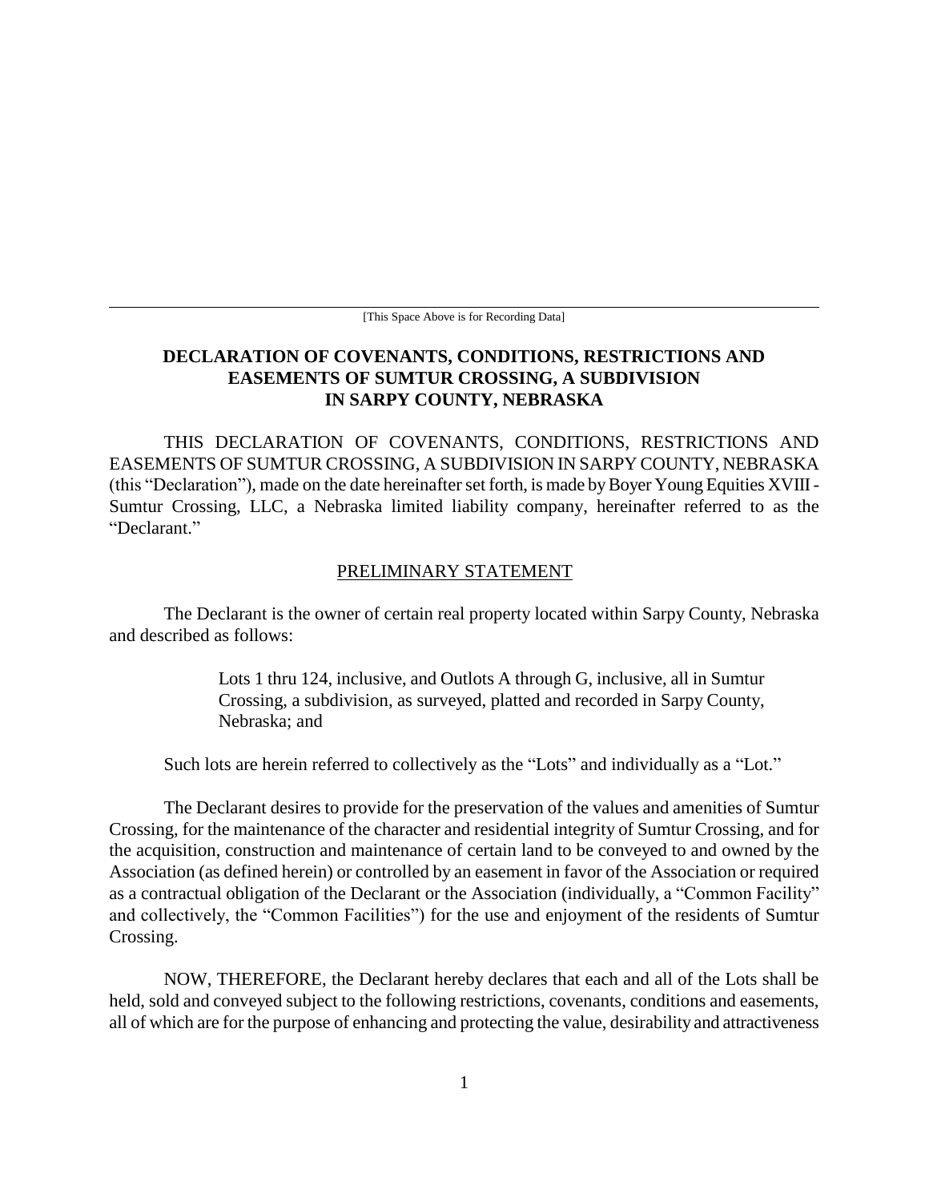[This Space Above is for Recording Data]

# DECLARATION OF COVENANTS, CONDITIONS, RESTRICTIONS AND EASEMENTS OF SUMTUR CROSSING, A SUBDIVISION IN SARPY COUNTY, NEBRASKA

THIS DECLARATION OF COVENANTS, CONDITIONS, RESTRICTIONS AND EASEMENTS OF SUMTUR CROSSING, A SUBDIVISION IN SARPY COUNTY, NEBRASKA (this "Declaration"), made on the date hereinafter set forth, is made by Boyer Young Equities XVIII - Sumtur Crossing, LLC, a Nebraska limited liability company, hereinafter referred to as the "Declarant."

## PRELIMINARY STATEMENT

The Declarant is the owner of certain real property located within Sarpy County, Nebraska and described as follows:

> Lots 1 thru 124, inclusive, and Outlots A through G, inclusive, all in Sumtur Crossing, a subdivision, as surveyed, platted and recorded in Sarpy County, Nebraska; and

Such lots are herein referred to collectively as the "Lots" and individually as a "Lot."

The Declarant desires to provide for the preservation of the values and amenities of Sumtur Crossing, for the maintenance of the character and residential integrity of Sumtur Crossing, and for the acquisition, construction and maintenance of certain land to be conveyed to and owned by the Association (as defined herein) or controlled by an easement in favor of the Association or required as a contractual obligation of the Declarant or the Association (individually, a "Common Facility" and collectively, the "Common Facilities") for the use and enjoyment of the residents of Sumtur Crossing.

NOW, THEREFORE, the Declarant hereby declares that each and all of the Lots shall be held, sold and conveyed subject to the following restrictions, covenants, conditions and easements, all of which are for the purpose of enhancing and protecting the value, desirability and attractiveness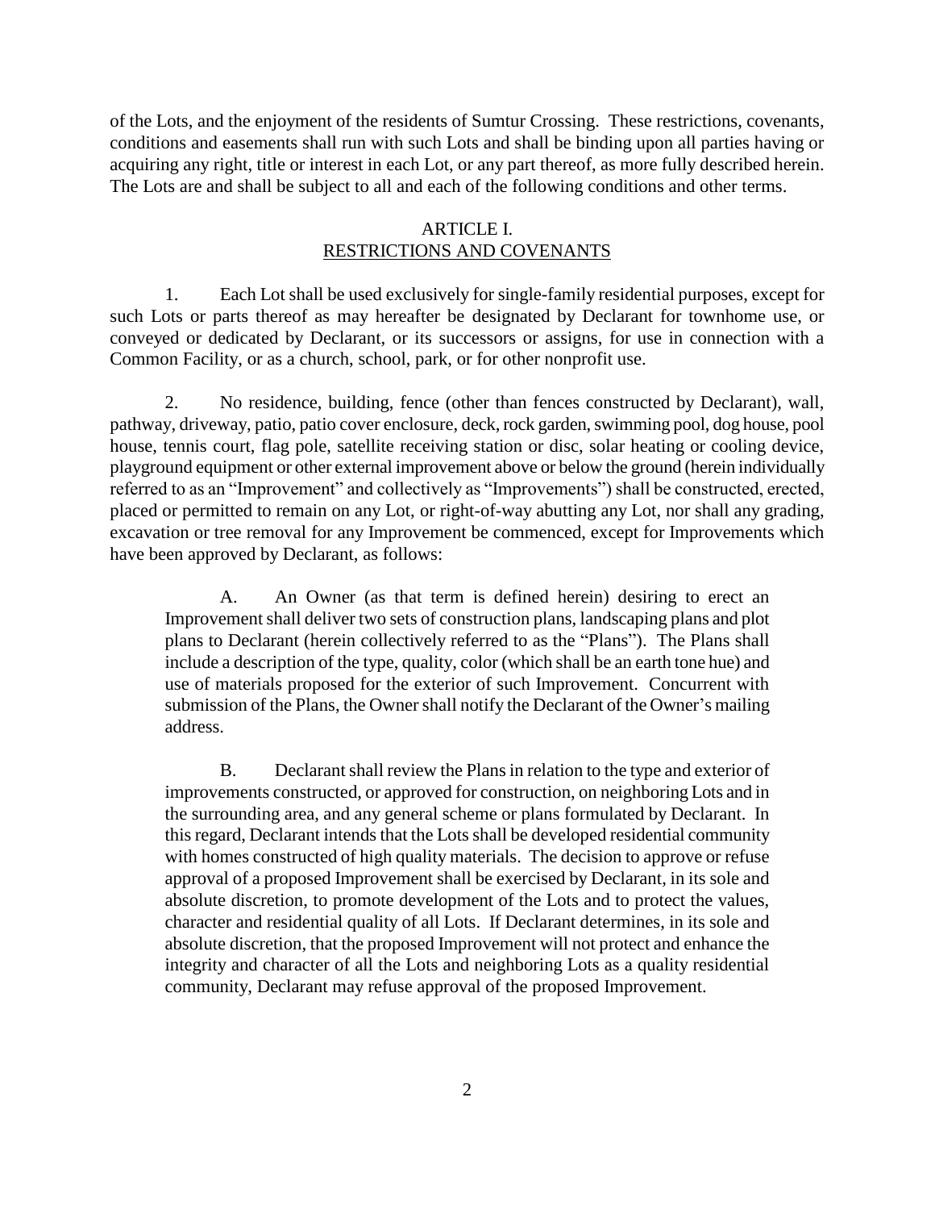of the Lots, and the enjoyment of the residents of Sumtur Crossing. These restrictions, covenants, conditions and easements shall run with such Lots and shall be binding upon all parties having or acquiring any right, title or interest in each Lot, or any part thereof, as more fully described herein. The Lots are and shall be subject to all and each of the following conditions and other terms.

## ARTICLE I.
## RESTRICTIONS AND COVENANTS

1. Each Lot shall be used exclusively for single-family residential purposes, except for such Lots or parts thereof as may hereafter be designated by Declarant for townhome use, or conveyed or dedicated by Declarant, or its successors or assigns, for use in connection with a Common Facility, or as a church, school, park, or for other nonprofit use.

2. No residence, building, fence (other than fences constructed by Declarant), wall, pathway, driveway, patio, patio cover enclosure, deck, rock garden, swimming pool, dog house, pool house, tennis court, flag pole, satellite receiving station or disc, solar heating or cooling device, playground equipment or other external improvement above or below the ground (herein individually referred to as an "Improvement" and collectively as "Improvements") shall be constructed, erected, placed or permitted to remain on any Lot, or right-of-way abutting any Lot, nor shall any grading, excavation or tree removal for any Improvement be commenced, except for Improvements which have been approved by Declarant, as follows:

   A. An Owner (as that term is defined herein) desiring to erect an Improvement shall deliver two sets of construction plans, landscaping plans and plot plans to Declarant (herein collectively referred to as the "Plans"). The Plans shall include a description of the type, quality, color (which shall be an earth tone hue) and use of materials proposed for the exterior of such Improvement. Concurrent with submission of the Plans, the Owner shall notify the Declarant of the Owner's mailing address.

   B. Declarant shall review the Plans in relation to the type and exterior of improvements constructed, or approved for construction, on neighboring Lots and in the surrounding area, and any general scheme or plans formulated by Declarant. In this regard, Declarant intends that the Lots shall be developed residential community with homes constructed of high quality materials. The decision to approve or refuse approval of a proposed Improvement shall be exercised by Declarant, in its sole and absolute discretion, to promote development of the Lots and to protect the values, character and residential quality of all Lots. If Declarant determines, in its sole and absolute discretion, that the proposed Improvement will not protect and enhance the integrity and character of all the Lots and neighboring Lots as a quality residential community, Declarant may refuse approval of the proposed Improvement.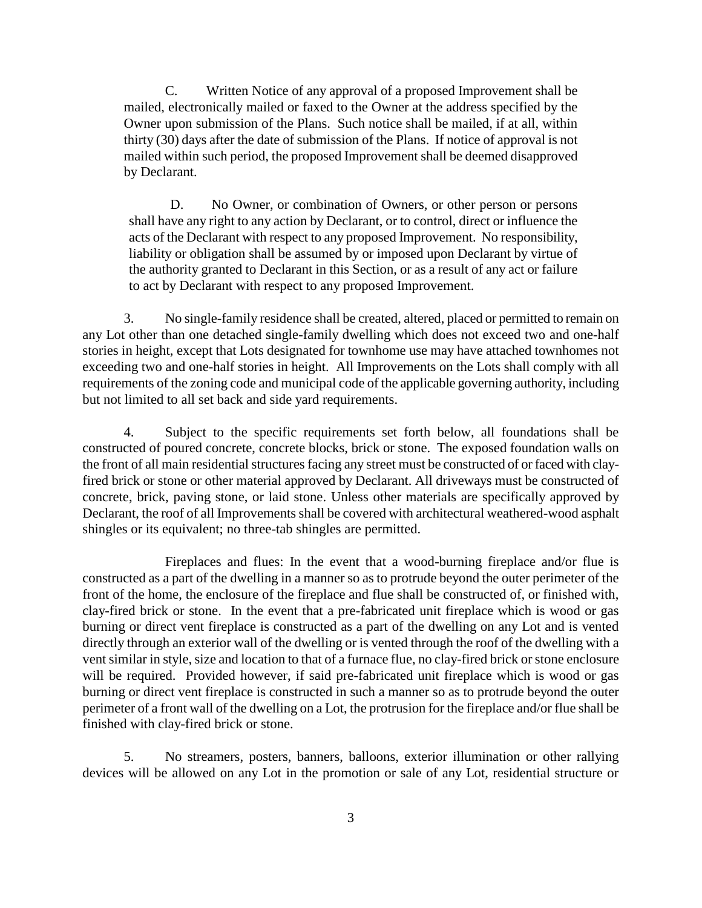C. Written Notice of any approval of a proposed Improvement shall be mailed, electronically mailed or faxed to the Owner at the address specified by the Owner upon submission of the Plans. Such notice shall be mailed, if at all, within thirty (30) days after the date of submission of the Plans. If notice of approval is not mailed within such period, the proposed Improvement shall be deemed disapproved by Declarant.

D. No Owner, or combination of Owners, or other person or persons shall have any right to any action by Declarant, or to control, direct or influence the acts of the Declarant with respect to any proposed Improvement. No responsibility, liability or obligation shall be assumed by or imposed upon Declarant by virtue of the authority granted to Declarant in this Section, or as a result of any act or failure to act by Declarant with respect to any proposed Improvement.

3. No single-family residence shall be created, altered, placed or permitted to remain on any Lot other than one detached single-family dwelling which does not exceed two and one-half stories in height, except that Lots designated for townhome use may have attached townhomes not exceeding two and one-half stories in height. All Improvements on the Lots shall comply with all requirements of the zoning code and municipal code of the applicable governing authority, including but not limited to all set back and side yard requirements.

4. Subject to the specific requirements set forth below, all foundations shall be constructed of poured concrete, concrete blocks, brick or stone. The exposed foundation walls on the front of all main residential structures facing any street must be constructed of or faced with clay-fired brick or stone or other material approved by Declarant. All driveways must be constructed of concrete, brick, paving stone, or laid stone. Unless other materials are specifically approved by Declarant, the roof of all Improvements shall be covered with architectural weathered-wood asphalt shingles or its equivalent; no three-tab shingles are permitted.

Fireplaces and flues: In the event that a wood-burning fireplace and/or flue is constructed as a part of the dwelling in a manner so as to protrude beyond the outer perimeter of the front of the home, the enclosure of the fireplace and flue shall be constructed of, or finished with, clay-fired brick or stone. In the event that a pre-fabricated unit fireplace which is wood or gas burning or direct vent fireplace is constructed as a part of the dwelling on any Lot and is vented directly through an exterior wall of the dwelling or is vented through the roof of the dwelling with a vent similar in style, size and location to that of a furnace flue, no clay-fired brick or stone enclosure will be required. Provided however, if said pre-fabricated unit fireplace which is wood or gas burning or direct vent fireplace is constructed in such a manner so as to protrude beyond the outer perimeter of a front wall of the dwelling on a Lot, the protrusion for the fireplace and/or flue shall be finished with clay-fired brick or stone.

5. No streamers, posters, banners, balloons, exterior illumination or other rallying devices will be allowed on any Lot in the promotion or sale of any Lot, residential structure or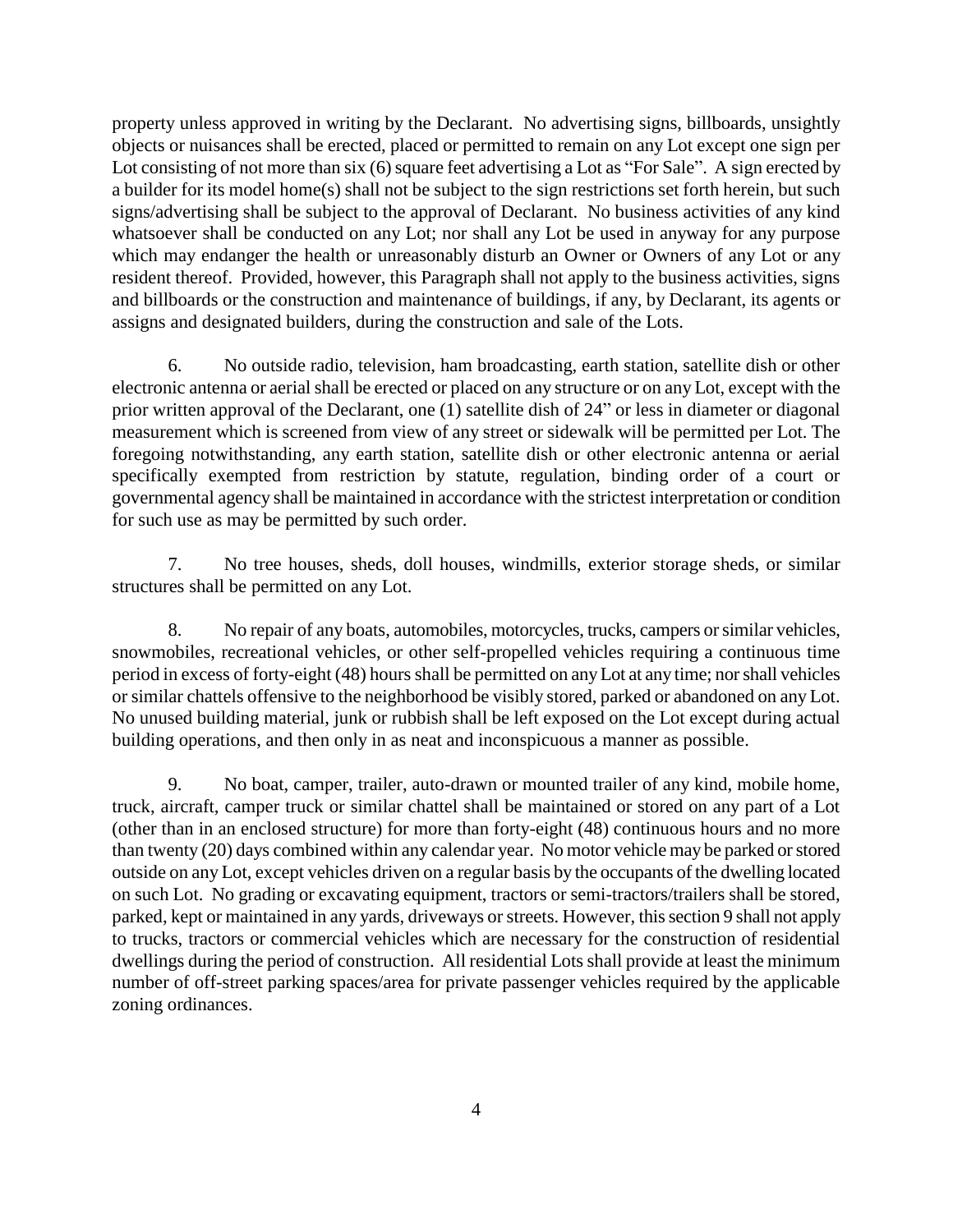property unless approved in writing by the Declarant. No advertising signs, billboards, unsightly objects or nuisances shall be erected, placed or permitted to remain on any Lot except one sign per Lot consisting of not more than six (6) square feet advertising a Lot as "For Sale". A sign erected by a builder for its model home(s) shall not be subject to the sign restrictions set forth herein, but such signs/advertising shall be subject to the approval of Declarant. No business activities of any kind whatsoever shall be conducted on any Lot; nor shall any Lot be used in anyway for any purpose which may endanger the health or unreasonably disturb an Owner or Owners of any Lot or any resident thereof. Provided, however, this Paragraph shall not apply to the business activities, signs and billboards or the construction and maintenance of buildings, if any, by Declarant, its agents or assigns and designated builders, during the construction and sale of the Lots.

6. No outside radio, television, ham broadcasting, earth station, satellite dish or other electronic antenna or aerial shall be erected or placed on any structure or on any Lot, except with the prior written approval of the Declarant, one (1) satellite dish of 24" or less in diameter or diagonal measurement which is screened from view of any street or sidewalk will be permitted per Lot. The foregoing notwithstanding, any earth station, satellite dish or other electronic antenna or aerial specifically exempted from restriction by statute, regulation, binding order of a court or governmental agency shall be maintained in accordance with the strictest interpretation or condition for such use as may be permitted by such order.

7. No tree houses, sheds, doll houses, windmills, exterior storage sheds, or similar structures shall be permitted on any Lot.

8. No repair of any boats, automobiles, motorcycles, trucks, campers or similar vehicles, snowmobiles, recreational vehicles, or other self-propelled vehicles requiring a continuous time period in excess of forty-eight (48) hours shall be permitted on any Lot at any time; nor shall vehicles or similar chattels offensive to the neighborhood be visibly stored, parked or abandoned on any Lot. No unused building material, junk or rubbish shall be left exposed on the Lot except during actual building operations, and then only in as neat and inconspicuous a manner as possible.

9. No boat, camper, trailer, auto-drawn or mounted trailer of any kind, mobile home, truck, aircraft, camper truck or similar chattel shall be maintained or stored on any part of a Lot (other than in an enclosed structure) for more than forty-eight (48) continuous hours and no more than twenty (20) days combined within any calendar year. No motor vehicle may be parked or stored outside on any Lot, except vehicles driven on a regular basis by the occupants of the dwelling located on such Lot. No grading or excavating equipment, tractors or semi-tractors/trailers shall be stored, parked, kept or maintained in any yards, driveways or streets. However, this section 9 shall not apply to trucks, tractors or commercial vehicles which are necessary for the construction of residential dwellings during the period of construction. All residential Lots shall provide at least the minimum number of off-street parking spaces/area for private passenger vehicles required by the applicable zoning ordinances.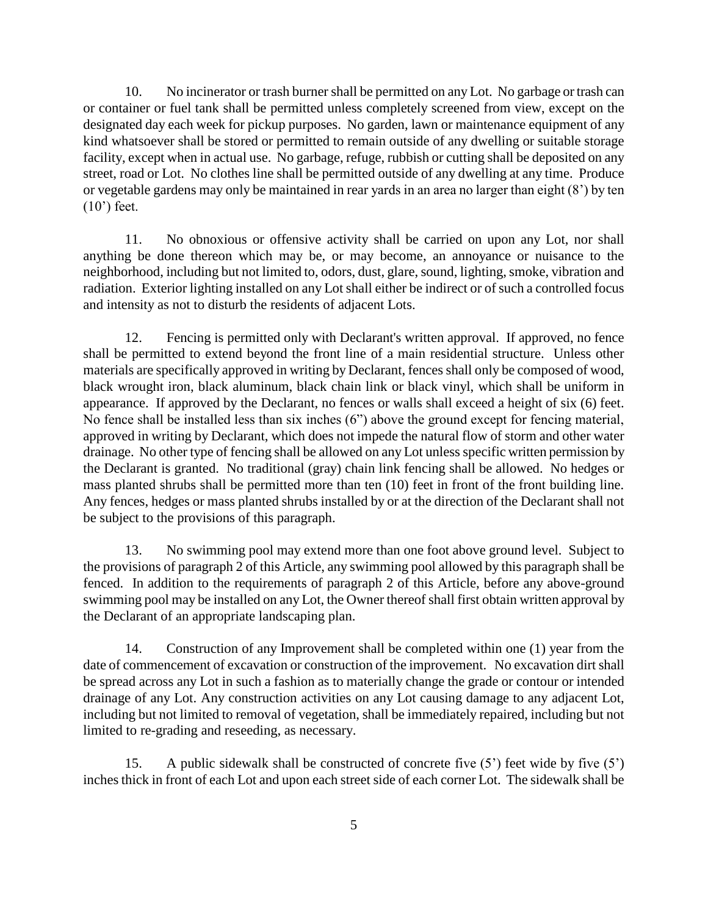10. No incinerator or trash burner shall be permitted on any Lot. No garbage or trash can or container or fuel tank shall be permitted unless completely screened from view, except on the designated day each week for pickup purposes. No garden, lawn or maintenance equipment of any kind whatsoever shall be stored or permitted to remain outside of any dwelling or suitable storage facility, except when in actual use. No garbage, refuge, rubbish or cutting shall be deposited on any street, road or Lot. No clothes line shall be permitted outside of any dwelling at any time. Produce or vegetable gardens may only be maintained in rear yards in an area no larger than eight (8') by ten (10') feet.

11. No obnoxious or offensive activity shall be carried on upon any Lot, nor shall anything be done thereon which may be, or may become, an annoyance or nuisance to the neighborhood, including but not limited to, odors, dust, glare, sound, lighting, smoke, vibration and radiation. Exterior lighting installed on any Lot shall either be indirect or of such a controlled focus and intensity as not to disturb the residents of adjacent Lots.

12. Fencing is permitted only with Declarant's written approval. If approved, no fence shall be permitted to extend beyond the front line of a main residential structure. Unless other materials are specifically approved in writing by Declarant, fences shall only be composed of wood, black wrought iron, black aluminum, black chain link or black vinyl, which shall be uniform in appearance. If approved by the Declarant, no fences or walls shall exceed a height of six (6) feet. No fence shall be installed less than six inches (6") above the ground except for fencing material, approved in writing by Declarant, which does not impede the natural flow of storm and other water drainage. No other type of fencing shall be allowed on any Lot unless specific written permission by the Declarant is granted. No traditional (gray) chain link fencing shall be allowed. No hedges or mass planted shrubs shall be permitted more than ten (10) feet in front of the front building line. Any fences, hedges or mass planted shrubs installed by or at the direction of the Declarant shall not be subject to the provisions of this paragraph.

13. No swimming pool may extend more than one foot above ground level. Subject to the provisions of paragraph 2 of this Article, any swimming pool allowed by this paragraph shall be fenced. In addition to the requirements of paragraph 2 of this Article, before any above-ground swimming pool may be installed on any Lot, the Owner thereof shall first obtain written approval by the Declarant of an appropriate landscaping plan.

14. Construction of any Improvement shall be completed within one (1) year from the date of commencement of excavation or construction of the improvement. No excavation dirt shall be spread across any Lot in such a fashion as to materially change the grade or contour or intended drainage of any Lot. Any construction activities on any Lot causing damage to any adjacent Lot, including but not limited to removal of vegetation, shall be immediately repaired, including but not limited to re-grading and reseeding, as necessary.

15. A public sidewalk shall be constructed of concrete five (5') feet wide by five (5') inches thick in front of each Lot and upon each street side of each corner Lot. The sidewalk shall be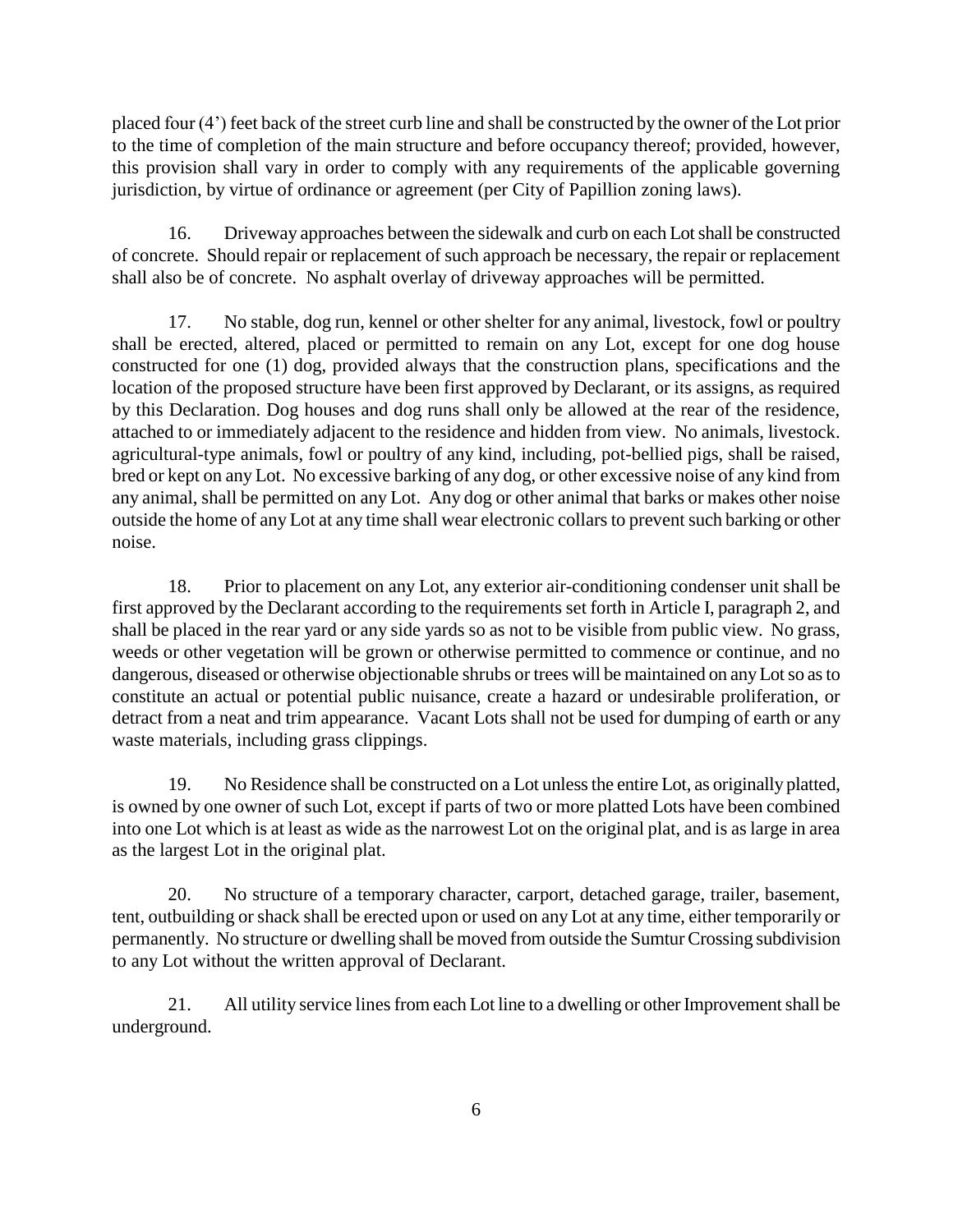placed four (4') feet back of the street curb line and shall be constructed by the owner of the Lot prior to the time of completion of the main structure and before occupancy thereof; provided, however, this provision shall vary in order to comply with any requirements of the applicable governing jurisdiction, by virtue of ordinance or agreement (per City of Papillion zoning laws).

16. Driveway approaches between the sidewalk and curb on each Lot shall be constructed of concrete. Should repair or replacement of such approach be necessary, the repair or replacement shall also be of concrete. No asphalt overlay of driveway approaches will be permitted.

17. No stable, dog run, kennel or other shelter for any animal, livestock, fowl or poultry shall be erected, altered, placed or permitted to remain on any Lot, except for one dog house constructed for one (1) dog, provided always that the construction plans, specifications and the location of the proposed structure have been first approved by Declarant, or its assigns, as required by this Declaration. Dog houses and dog runs shall only be allowed at the rear of the residence, attached to or immediately adjacent to the residence and hidden from view. No animals, livestock. agricultural-type animals, fowl or poultry of any kind, including, pot-bellied pigs, shall be raised, bred or kept on any Lot. No excessive barking of any dog, or other excessive noise of any kind from any animal, shall be permitted on any Lot. Any dog or other animal that barks or makes other noise outside the home of any Lot at any time shall wear electronic collars to prevent such barking or other noise.

18. Prior to placement on any Lot, any exterior air-conditioning condenser unit shall be first approved by the Declarant according to the requirements set forth in Article I, paragraph 2, and shall be placed in the rear yard or any side yards so as not to be visible from public view. No grass, weeds or other vegetation will be grown or otherwise permitted to commence or continue, and no dangerous, diseased or otherwise objectionable shrubs or trees will be maintained on any Lot so as to constitute an actual or potential public nuisance, create a hazard or undesirable proliferation, or detract from a neat and trim appearance. Vacant Lots shall not be used for dumping of earth or any waste materials, including grass clippings.

19. No Residence shall be constructed on a Lot unless the entire Lot, as originally platted, is owned by one owner of such Lot, except if parts of two or more platted Lots have been combined into one Lot which is at least as wide as the narrowest Lot on the original plat, and is as large in area as the largest Lot in the original plat.

20. No structure of a temporary character, carport, detached garage, trailer, basement, tent, outbuilding or shack shall be erected upon or used on any Lot at any time, either temporarily or permanently. No structure or dwelling shall be moved from outside the Sumtur Crossing subdivision to any Lot without the written approval of Declarant.

21. All utility service lines from each Lot line to a dwelling or other Improvement shall be underground.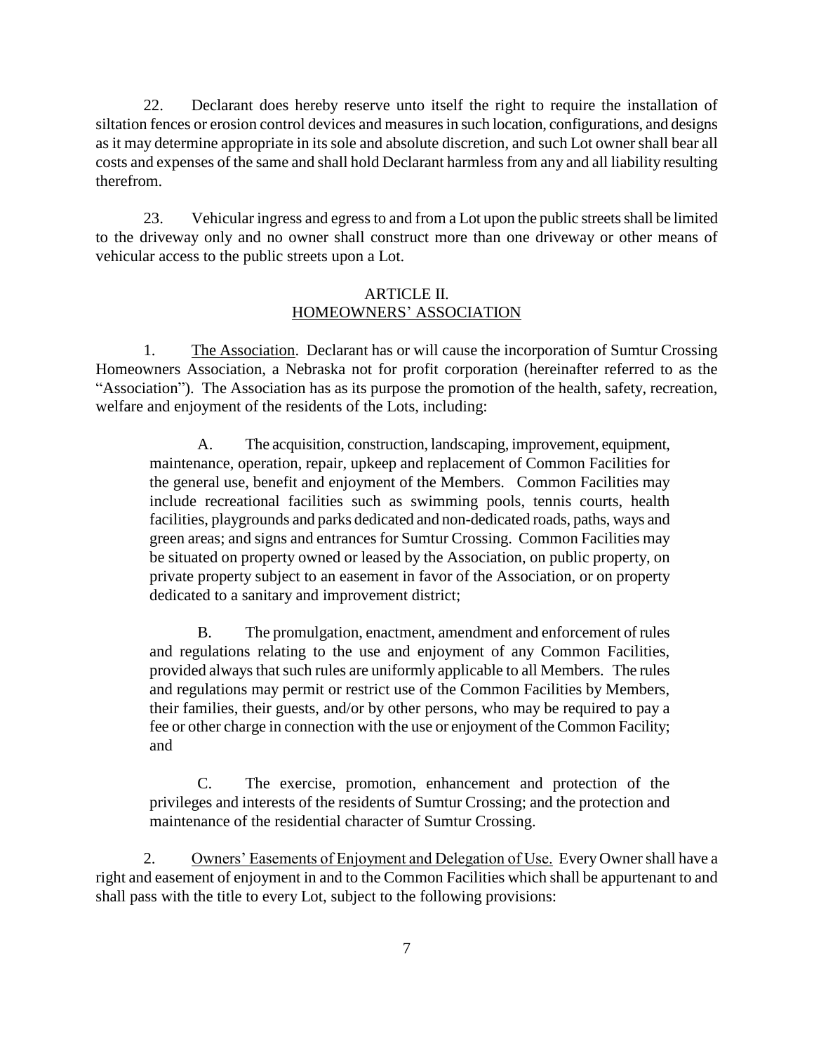22. Declarant does hereby reserve unto itself the right to require the installation of siltation fences or erosion control devices and measures in such location, configurations, and designs as it may determine appropriate in its sole and absolute discretion, and such Lot owner shall bear all costs and expenses of the same and shall hold Declarant harmless from any and all liability resulting therefrom.

23. Vehicular ingress and egress to and from a Lot upon the public streets shall be limited to the driveway only and no owner shall construct more than one driveway or other means of vehicular access to the public streets upon a Lot.

## ARTICLE II.
## <u>HOMEOWNERS' ASSOCIATION</u>

1. <u>The Association</u>. Declarant has or will cause the incorporation of Sumtur Crossing Homeowners Association, a Nebraska not for profit corporation (hereinafter referred to as the "Association"). The Association has as its purpose the promotion of the health, safety, recreation, welfare and enjoyment of the residents of the Lots, including:

> A. The acquisition, construction, landscaping, improvement, equipment, maintenance, operation, repair, upkeep and replacement of Common Facilities for the general use, benefit and enjoyment of the Members. Common Facilities may include recreational facilities such as swimming pools, tennis courts, health facilities, playgrounds and parks dedicated and non-dedicated roads, paths, ways and green areas; and signs and entrances for Sumtur Crossing. Common Facilities may be situated on property owned or leased by the Association, on public property, on private property subject to an easement in favor of the Association, or on property dedicated to a sanitary and improvement district;
>
> B. The promulgation, enactment, amendment and enforcement of rules and regulations relating to the use and enjoyment of any Common Facilities, provided always that such rules are uniformly applicable to all Members. The rules and regulations may permit or restrict use of the Common Facilities by Members, their families, their guests, and/or by other persons, who may be required to pay a fee or other charge in connection with the use or enjoyment of the Common Facility; and
>
> C. The exercise, promotion, enhancement and protection of the privileges and interests of the residents of Sumtur Crossing; and the protection and maintenance of the residential character of Sumtur Crossing.

2. <u>Owners' Easements of Enjoyment and Delegation of Use.</u> Every Owner shall have a right and easement of enjoyment in and to the Common Facilities which shall be appurtenant to and shall pass with the title to every Lot, subject to the following provisions: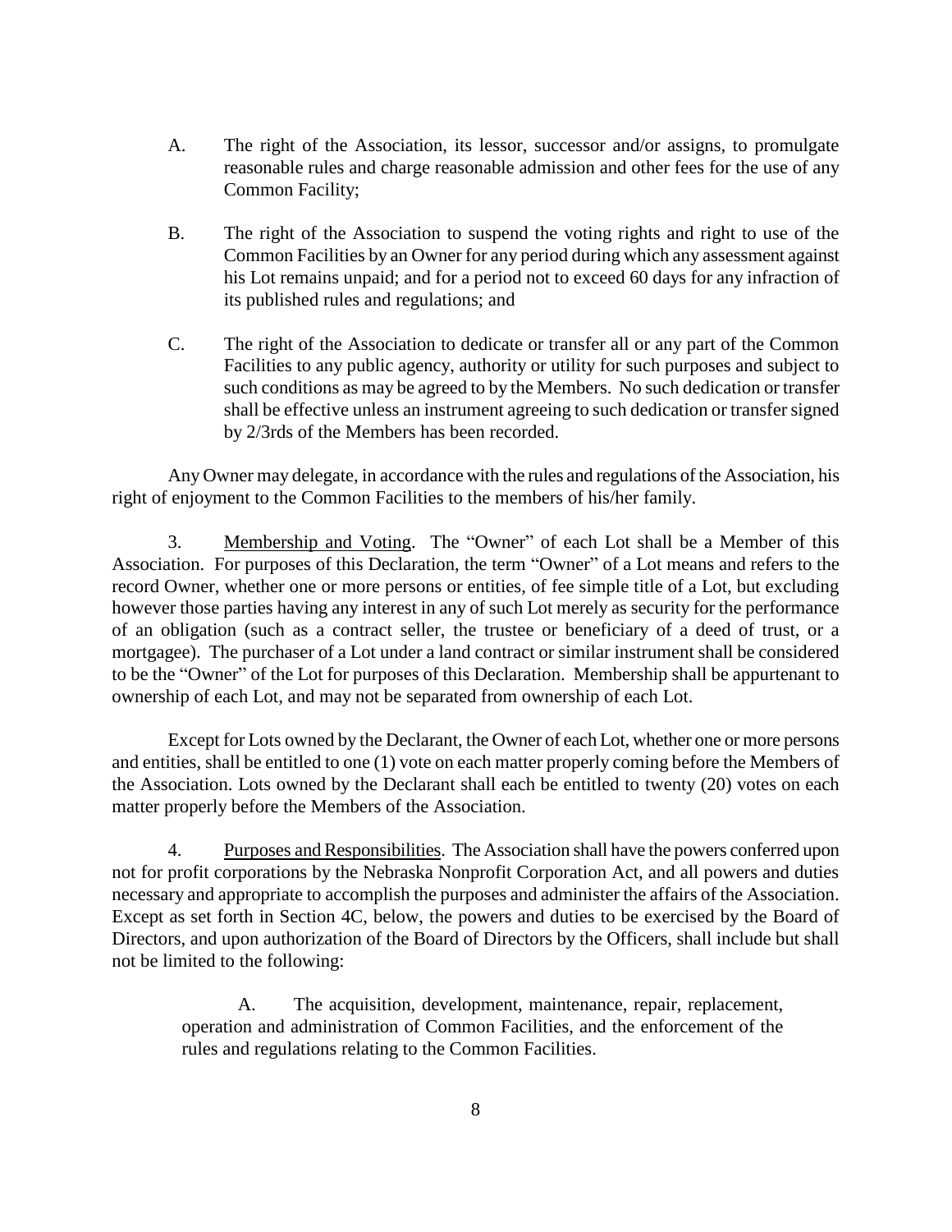A. The right of the Association, its lessor, successor and/or assigns, to promulgate reasonable rules and charge reasonable admission and other fees for the use of any Common Facility;

B. The right of the Association to suspend the voting rights and right to use of the Common Facilities by an Owner for any period during which any assessment against his Lot remains unpaid; and for a period not to exceed 60 days for any infraction of its published rules and regulations; and

C. The right of the Association to dedicate or transfer all or any part of the Common Facilities to any public agency, authority or utility for such purposes and subject to such conditions as may be agreed to by the Members. No such dedication or transfer shall be effective unless an instrument agreeing to such dedication or transfer signed by 2/3rds of the Members has been recorded.

Any Owner may delegate, in accordance with the rules and regulations of the Association, his right of enjoyment to the Common Facilities to the members of his/her family.

3. Membership and Voting. The "Owner" of each Lot shall be a Member of this Association. For purposes of this Declaration, the term "Owner" of a Lot means and refers to the record Owner, whether one or more persons or entities, of fee simple title of a Lot, but excluding however those parties having any interest in any of such Lot merely as security for the performance of an obligation (such as a contract seller, the trustee or beneficiary of a deed of trust, or a mortgagee). The purchaser of a Lot under a land contract or similar instrument shall be considered to be the "Owner" of the Lot for purposes of this Declaration. Membership shall be appurtenant to ownership of each Lot, and may not be separated from ownership of each Lot.

Except for Lots owned by the Declarant, the Owner of each Lot, whether one or more persons and entities, shall be entitled to one (1) vote on each matter properly coming before the Members of the Association. Lots owned by the Declarant shall each be entitled to twenty (20) votes on each matter properly before the Members of the Association.

4. Purposes and Responsibilities. The Association shall have the powers conferred upon not for profit corporations by the Nebraska Nonprofit Corporation Act, and all powers and duties necessary and appropriate to accomplish the purposes and administer the affairs of the Association. Except as set forth in Section 4C, below, the powers and duties to be exercised by the Board of Directors, and upon authorization of the Board of Directors by the Officers, shall include but shall not be limited to the following:

A. The acquisition, development, maintenance, repair, replacement, operation and administration of Common Facilities, and the enforcement of the rules and regulations relating to the Common Facilities.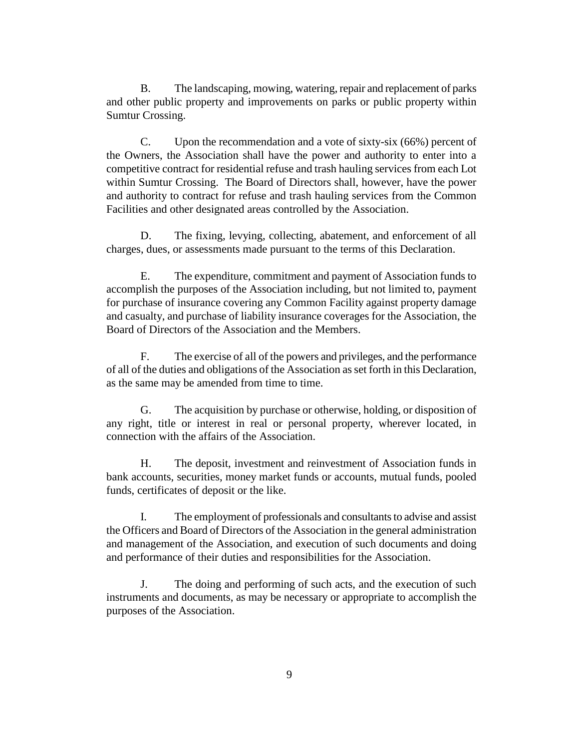B. The landscaping, mowing, watering, repair and replacement of parks and other public property and improvements on parks or public property within Sumtur Crossing.

C. Upon the recommendation and a vote of sixty-six (66%) percent of the Owners, the Association shall have the power and authority to enter into a competitive contract for residential refuse and trash hauling services from each Lot within Sumtur Crossing. The Board of Directors shall, however, have the power and authority to contract for refuse and trash hauling services from the Common Facilities and other designated areas controlled by the Association.

D. The fixing, levying, collecting, abatement, and enforcement of all charges, dues, or assessments made pursuant to the terms of this Declaration.

E. The expenditure, commitment and payment of Association funds to accomplish the purposes of the Association including, but not limited to, payment for purchase of insurance covering any Common Facility against property damage and casualty, and purchase of liability insurance coverages for the Association, the Board of Directors of the Association and the Members.

F. The exercise of all of the powers and privileges, and the performance of all of the duties and obligations of the Association as set forth in this Declaration, as the same may be amended from time to time.

G. The acquisition by purchase or otherwise, holding, or disposition of any right, title or interest in real or personal property, wherever located, in connection with the affairs of the Association.

H. The deposit, investment and reinvestment of Association funds in bank accounts, securities, money market funds or accounts, mutual funds, pooled funds, certificates of deposit or the like.

I. The employment of professionals and consultants to advise and assist the Officers and Board of Directors of the Association in the general administration and management of the Association, and execution of such documents and doing and performance of their duties and responsibilities for the Association.

J. The doing and performing of such acts, and the execution of such instruments and documents, as may be necessary or appropriate to accomplish the purposes of the Association.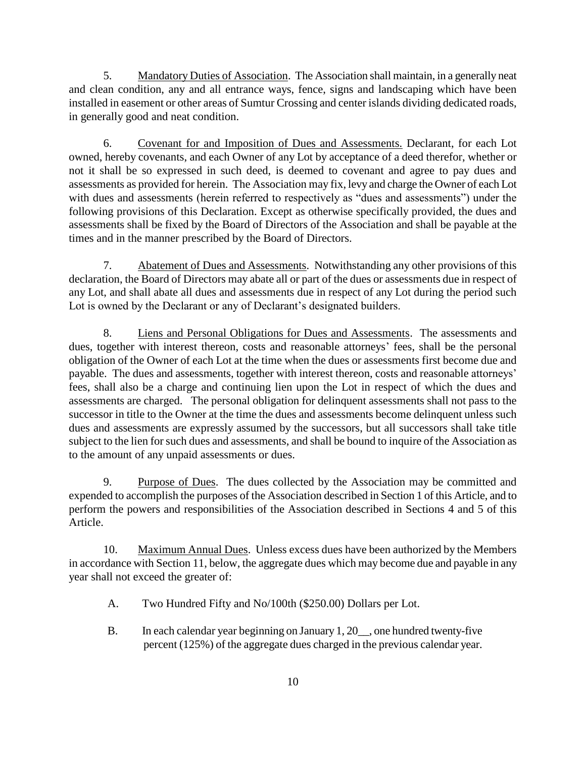5. Mandatory Duties of Association. The Association shall maintain, in a generally neat and clean condition, any and all entrance ways, fence, signs and landscaping which have been installed in easement or other areas of Sumtur Crossing and center islands dividing dedicated roads, in generally good and neat condition.

6. Covenant for and Imposition of Dues and Assessments. Declarant, for each Lot owned, hereby covenants, and each Owner of any Lot by acceptance of a deed therefor, whether or not it shall be so expressed in such deed, is deemed to covenant and agree to pay dues and assessments as provided for herein. The Association may fix, levy and charge the Owner of each Lot with dues and assessments (herein referred to respectively as "dues and assessments") under the following provisions of this Declaration. Except as otherwise specifically provided, the dues and assessments shall be fixed by the Board of Directors of the Association and shall be payable at the times and in the manner prescribed by the Board of Directors.

7. Abatement of Dues and Assessments. Notwithstanding any other provisions of this declaration, the Board of Directors may abate all or part of the dues or assessments due in respect of any Lot, and shall abate all dues and assessments due in respect of any Lot during the period such Lot is owned by the Declarant or any of Declarant's designated builders.

8. Liens and Personal Obligations for Dues and Assessments. The assessments and dues, together with interest thereon, costs and reasonable attorneys' fees, shall be the personal obligation of the Owner of each Lot at the time when the dues or assessments first become due and payable. The dues and assessments, together with interest thereon, costs and reasonable attorneys' fees, shall also be a charge and continuing lien upon the Lot in respect of which the dues and assessments are charged. The personal obligation for delinquent assessments shall not pass to the successor in title to the Owner at the time the dues and assessments become delinquent unless such dues and assessments are expressly assumed by the successors, but all successors shall take title subject to the lien for such dues and assessments, and shall be bound to inquire of the Association as to the amount of any unpaid assessments or dues.

9. Purpose of Dues. The dues collected by the Association may be committed and expended to accomplish the purposes of the Association described in Section 1 of this Article, and to perform the powers and responsibilities of the Association described in Sections 4 and 5 of this Article.

10. Maximum Annual Dues. Unless excess dues have been authorized by the Members in accordance with Section 11, below, the aggregate dues which may become due and payable in any year shall not exceed the greater of:

A. Two Hundred Fifty and No/100th ($250.00) Dollars per Lot.

B. In each calendar year beginning on January 1, 20__, one hundred twenty-five percent (125%) of the aggregate dues charged in the previous calendar year.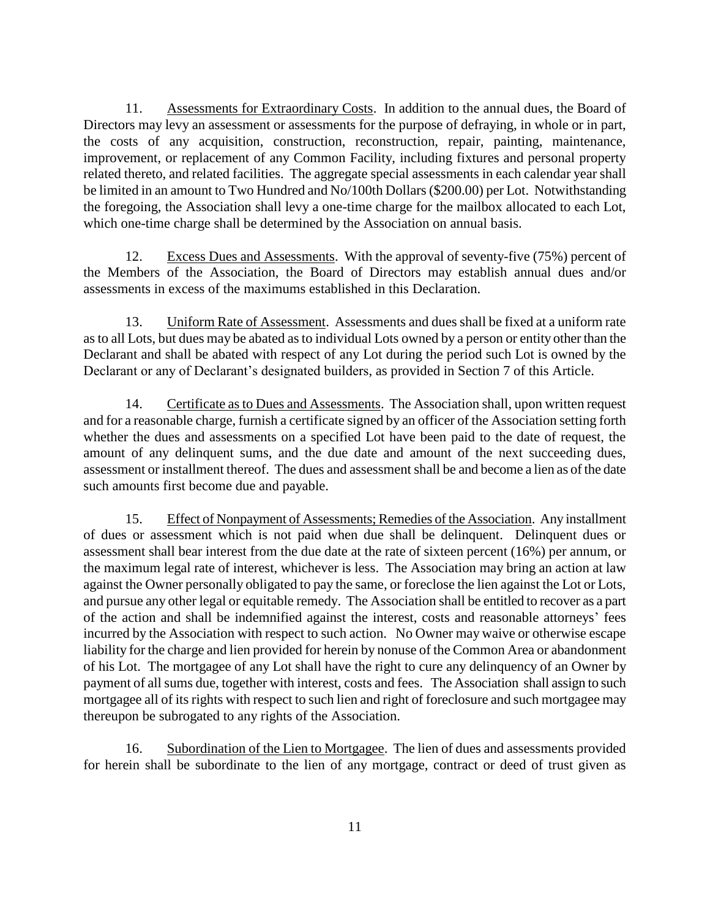11. Assessments for Extraordinary Costs. In addition to the annual dues, the Board of Directors may levy an assessment or assessments for the purpose of defraying, in whole or in part, the costs of any acquisition, construction, reconstruction, repair, painting, maintenance, improvement, or replacement of any Common Facility, including fixtures and personal property related thereto, and related facilities. The aggregate special assessments in each calendar year shall be limited in an amount to Two Hundred and No/100th Dollars ($200.00) per Lot. Notwithstanding the foregoing, the Association shall levy a one-time charge for the mailbox allocated to each Lot, which one-time charge shall be determined by the Association on annual basis.

12. Excess Dues and Assessments. With the approval of seventy-five (75%) percent of the Members of the Association, the Board of Directors may establish annual dues and/or assessments in excess of the maximums established in this Declaration.

13. Uniform Rate of Assessment. Assessments and dues shall be fixed at a uniform rate as to all Lots, but dues may be abated as to individual Lots owned by a person or entity other than the Declarant and shall be abated with respect of any Lot during the period such Lot is owned by the Declarant or any of Declarant's designated builders, as provided in Section 7 of this Article.

14. Certificate as to Dues and Assessments. The Association shall, upon written request and for a reasonable charge, furnish a certificate signed by an officer of the Association setting forth whether the dues and assessments on a specified Lot have been paid to the date of request, the amount of any delinquent sums, and the due date and amount of the next succeeding dues, assessment or installment thereof. The dues and assessment shall be and become a lien as of the date such amounts first become due and payable.

15. Effect of Nonpayment of Assessments; Remedies of the Association. Any installment of dues or assessment which is not paid when due shall be delinquent. Delinquent dues or assessment shall bear interest from the due date at the rate of sixteen percent (16%) per annum, or the maximum legal rate of interest, whichever is less. The Association may bring an action at law against the Owner personally obligated to pay the same, or foreclose the lien against the Lot or Lots, and pursue any other legal or equitable remedy. The Association shall be entitled to recover as a part of the action and shall be indemnified against the interest, costs and reasonable attorneys' fees incurred by the Association with respect to such action. No Owner may waive or otherwise escape liability for the charge and lien provided for herein by nonuse of the Common Area or abandonment of his Lot. The mortgagee of any Lot shall have the right to cure any delinquency of an Owner by payment of all sums due, together with interest, costs and fees. The Association shall assign to such mortgagee all of its rights with respect to such lien and right of foreclosure and such mortgagee may thereupon be subrogated to any rights of the Association.

16. Subordination of the Lien to Mortgagee. The lien of dues and assessments provided for herein shall be subordinate to the lien of any mortgage, contract or deed of trust given as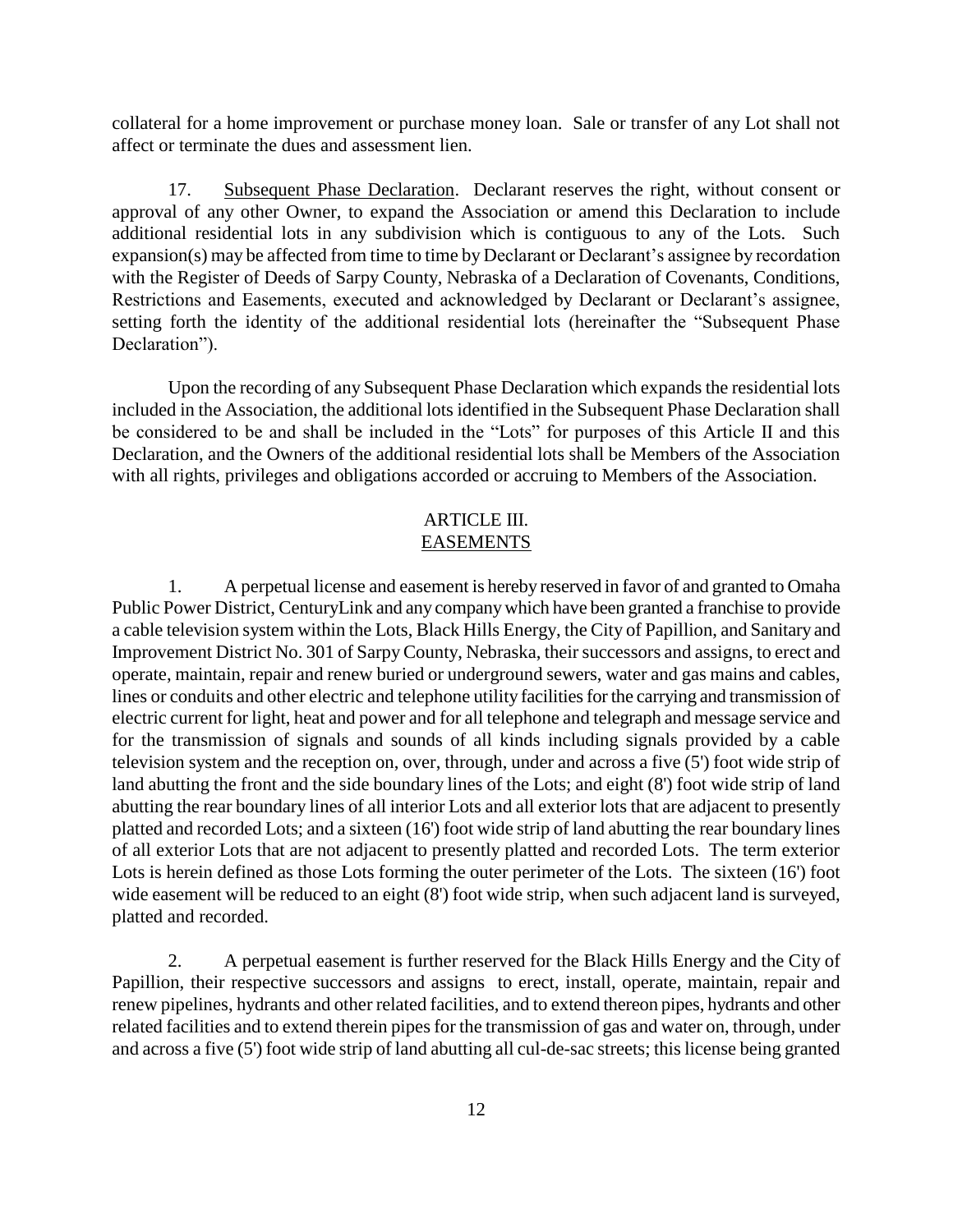collateral for a home improvement or purchase money loan. Sale or transfer of any Lot shall not affect or terminate the dues and assessment lien.

17. Subsequent Phase Declaration. Declarant reserves the right, without consent or approval of any other Owner, to expand the Association or amend this Declaration to include additional residential lots in any subdivision which is contiguous to any of the Lots. Such expansion(s) may be affected from time to time by Declarant or Declarant's assignee by recordation with the Register of Deeds of Sarpy County, Nebraska of a Declaration of Covenants, Conditions, Restrictions and Easements, executed and acknowledged by Declarant or Declarant's assignee, setting forth the identity of the additional residential lots (hereinafter the "Subsequent Phase Declaration").

Upon the recording of any Subsequent Phase Declaration which expands the residential lots included in the Association, the additional lots identified in the Subsequent Phase Declaration shall be considered to be and shall be included in the "Lots" for purposes of this Article II and this Declaration, and the Owners of the additional residential lots shall be Members of the Association with all rights, privileges and obligations accorded or accruing to Members of the Association.

## ARTICLE III.
## EASEMENTS

1. A perpetual license and easement is hereby reserved in favor of and granted to Omaha Public Power District, CenturyLink and any company which have been granted a franchise to provide a cable television system within the Lots, Black Hills Energy, the City of Papillion, and Sanitary and Improvement District No. 301 of Sarpy County, Nebraska, their successors and assigns, to erect and operate, maintain, repair and renew buried or underground sewers, water and gas mains and cables, lines or conduits and other electric and telephone utility facilities for the carrying and transmission of electric current for light, heat and power and for all telephone and telegraph and message service and for the transmission of signals and sounds of all kinds including signals provided by a cable television system and the reception on, over, through, under and across a five (5') foot wide strip of land abutting the front and the side boundary lines of the Lots; and eight (8') foot wide strip of land abutting the rear boundary lines of all interior Lots and all exterior lots that are adjacent to presently platted and recorded Lots; and a sixteen (16') foot wide strip of land abutting the rear boundary lines of all exterior Lots that are not adjacent to presently platted and recorded Lots. The term exterior Lots is herein defined as those Lots forming the outer perimeter of the Lots. The sixteen (16') foot wide easement will be reduced to an eight (8') foot wide strip, when such adjacent land is surveyed, platted and recorded.

2. A perpetual easement is further reserved for the Black Hills Energy and the City of Papillion, their respective successors and assigns to erect, install, operate, maintain, repair and renew pipelines, hydrants and other related facilities, and to extend thereon pipes, hydrants and other related facilities and to extend therein pipes for the transmission of gas and water on, through, under and across a five (5') foot wide strip of land abutting all cul-de-sac streets; this license being granted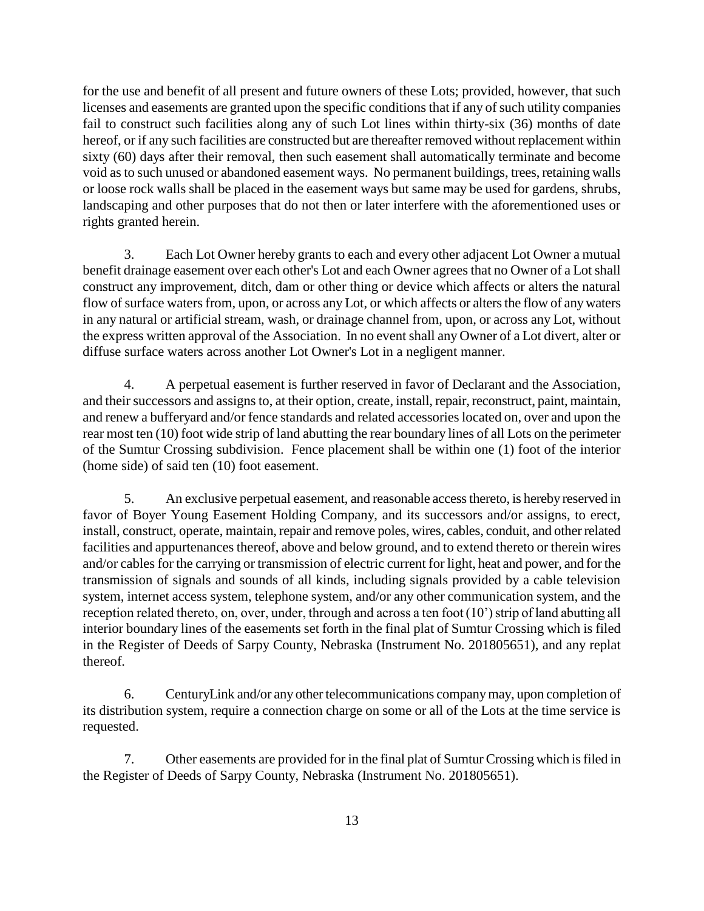for the use and benefit of all present and future owners of these Lots; provided, however, that such licenses and easements are granted upon the specific conditions that if any of such utility companies fail to construct such facilities along any of such Lot lines within thirty-six (36) months of date hereof, or if any such facilities are constructed but are thereafter removed without replacement within sixty (60) days after their removal, then such easement shall automatically terminate and become void as to such unused or abandoned easement ways. No permanent buildings, trees, retaining walls or loose rock walls shall be placed in the easement ways but same may be used for gardens, shrubs, landscaping and other purposes that do not then or later interfere with the aforementioned uses or rights granted herein.

3. Each Lot Owner hereby grants to each and every other adjacent Lot Owner a mutual benefit drainage easement over each other's Lot and each Owner agrees that no Owner of a Lot shall construct any improvement, ditch, dam or other thing or device which affects or alters the natural flow of surface waters from, upon, or across any Lot, or which affects or alters the flow of any waters in any natural or artificial stream, wash, or drainage channel from, upon, or across any Lot, without the express written approval of the Association. In no event shall any Owner of a Lot divert, alter or diffuse surface waters across another Lot Owner's Lot in a negligent manner.

4. A perpetual easement is further reserved in favor of Declarant and the Association, and their successors and assigns to, at their option, create, install, repair, reconstruct, paint, maintain, and renew a bufferyard and/or fence standards and related accessories located on, over and upon the rear most ten (10) foot wide strip of land abutting the rear boundary lines of all Lots on the perimeter of the Sumtur Crossing subdivision. Fence placement shall be within one (1) foot of the interior (home side) of said ten (10) foot easement.

5. An exclusive perpetual easement, and reasonable access thereto, is hereby reserved in favor of Boyer Young Easement Holding Company, and its successors and/or assigns, to erect, install, construct, operate, maintain, repair and remove poles, wires, cables, conduit, and other related facilities and appurtenances thereof, above and below ground, and to extend thereto or therein wires and/or cables for the carrying or transmission of electric current for light, heat and power, and for the transmission of signals and sounds of all kinds, including signals provided by a cable television system, internet access system, telephone system, and/or any other communication system, and the reception related thereto, on, over, under, through and across a ten foot (10') strip of land abutting all interior boundary lines of the easements set forth in the final plat of Sumtur Crossing which is filed in the Register of Deeds of Sarpy County, Nebraska (Instrument No. 201805651), and any replat thereof.

6. CenturyLink and/or any other telecommunications company may, upon completion of its distribution system, require a connection charge on some or all of the Lots at the time service is requested.

7. Other easements are provided for in the final plat of Sumtur Crossing which is filed in the Register of Deeds of Sarpy County, Nebraska (Instrument No. 201805651).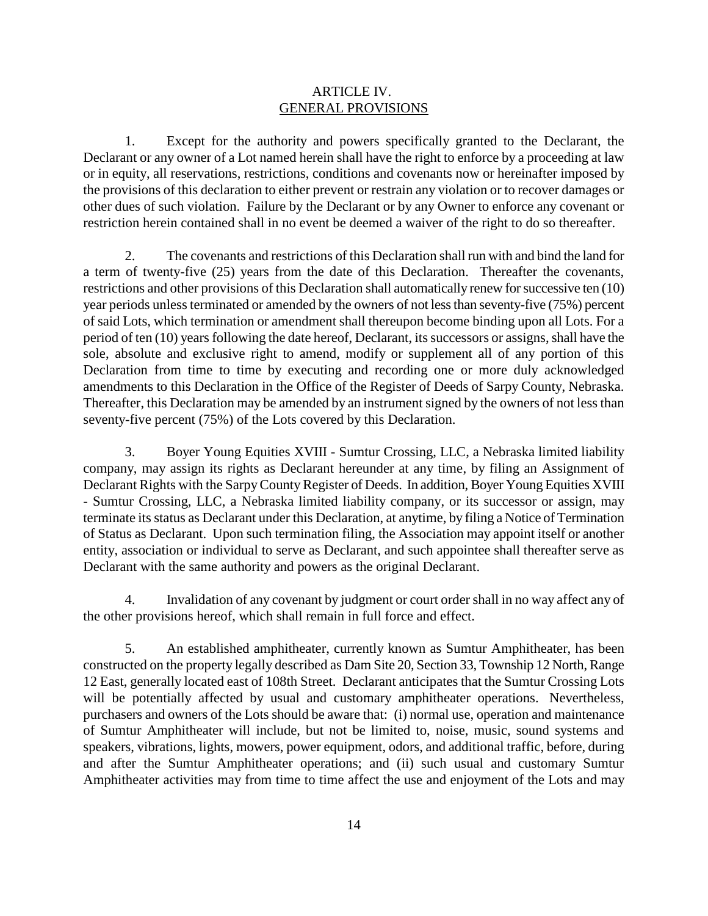## ARTICLE IV.
## GENERAL PROVISIONS

1. Except for the authority and powers specifically granted to the Declarant, the Declarant or any owner of a Lot named herein shall have the right to enforce by a proceeding at law or in equity, all reservations, restrictions, conditions and covenants now or hereinafter imposed by the provisions of this declaration to either prevent or restrain any violation or to recover damages or other dues of such violation. Failure by the Declarant or by any Owner to enforce any covenant or restriction herein contained shall in no event be deemed a waiver of the right to do so thereafter.

2. The covenants and restrictions of this Declaration shall run with and bind the land for a term of twenty-five (25) years from the date of this Declaration. Thereafter the covenants, restrictions and other provisions of this Declaration shall automatically renew for successive ten (10) year periods unless terminated or amended by the owners of not less than seventy-five (75%) percent of said Lots, which termination or amendment shall thereupon become binding upon all Lots. For a period of ten (10) years following the date hereof, Declarant, its successors or assigns, shall have the sole, absolute and exclusive right to amend, modify or supplement all of any portion of this Declaration from time to time by executing and recording one or more duly acknowledged amendments to this Declaration in the Office of the Register of Deeds of Sarpy County, Nebraska. Thereafter, this Declaration may be amended by an instrument signed by the owners of not less than seventy-five percent (75%) of the Lots covered by this Declaration.

3. Boyer Young Equities XVIII - Sumtur Crossing, LLC, a Nebraska limited liability company, may assign its rights as Declarant hereunder at any time, by filing an Assignment of Declarant Rights with the Sarpy County Register of Deeds. In addition, Boyer Young Equities XVIII - Sumtur Crossing, LLC, a Nebraska limited liability company, or its successor or assign, may terminate its status as Declarant under this Declaration, at anytime, by filing a Notice of Termination of Status as Declarant. Upon such termination filing, the Association may appoint itself or another entity, association or individual to serve as Declarant, and such appointee shall thereafter serve as Declarant with the same authority and powers as the original Declarant.

4. Invalidation of any covenant by judgment or court order shall in no way affect any of the other provisions hereof, which shall remain in full force and effect.

5. An established amphitheater, currently known as Sumtur Amphitheater, has been constructed on the property legally described as Dam Site 20, Section 33, Township 12 North, Range 12 East, generally located east of 108th Street. Declarant anticipates that the Sumtur Crossing Lots will be potentially affected by usual and customary amphitheater operations. Nevertheless, purchasers and owners of the Lots should be aware that: (i) normal use, operation and maintenance of Sumtur Amphitheater will include, but not be limited to, noise, music, sound systems and speakers, vibrations, lights, mowers, power equipment, odors, and additional traffic, before, during and after the Sumtur Amphitheater operations; and (ii) such usual and customary Sumtur Amphitheater activities may from time to time affect the use and enjoyment of the Lots and may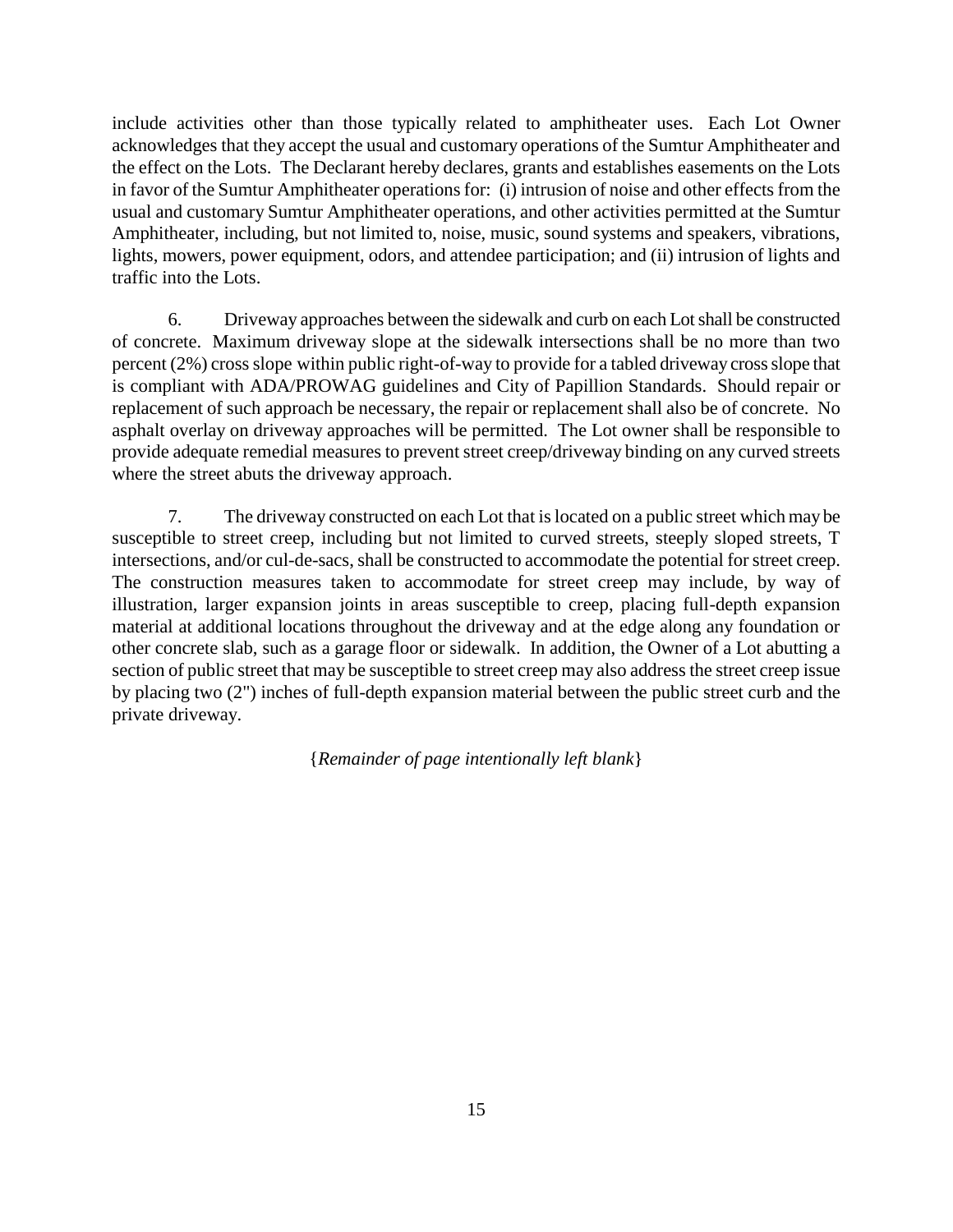include activities other than those typically related to amphitheater uses. Each Lot Owner acknowledges that they accept the usual and customary operations of the Sumtur Amphitheater and the effect on the Lots. The Declarant hereby declares, grants and establishes easements on the Lots in favor of the Sumtur Amphitheater operations for: (i) intrusion of noise and other effects from the usual and customary Sumtur Amphitheater operations, and other activities permitted at the Sumtur Amphitheater, including, but not limited to, noise, music, sound systems and speakers, vibrations, lights, mowers, power equipment, odors, and attendee participation; and (ii) intrusion of lights and traffic into the Lots.

6. Driveway approaches between the sidewalk and curb on each Lot shall be constructed of concrete. Maximum driveway slope at the sidewalk intersections shall be no more than two percent (2%) cross slope within public right-of-way to provide for a tabled driveway cross slope that is compliant with ADA/PROWAG guidelines and City of Papillion Standards. Should repair or replacement of such approach be necessary, the repair or replacement shall also be of concrete. No asphalt overlay on driveway approaches will be permitted. The Lot owner shall be responsible to provide adequate remedial measures to prevent street creep/driveway binding on any curved streets where the street abuts the driveway approach.

7. The driveway constructed on each Lot that is located on a public street which may be susceptible to street creep, including but not limited to curved streets, steeply sloped streets, T intersections, and/or cul-de-sacs, shall be constructed to accommodate the potential for street creep. The construction measures taken to accommodate for street creep may include, by way of illustration, larger expansion joints in areas susceptible to creep, placing full-depth expansion material at additional locations throughout the driveway and at the edge along any foundation or other concrete slab, such as a garage floor or sidewalk. In addition, the Owner of a Lot abutting a section of public street that may be susceptible to street creep may also address the street creep issue by placing two (2") inches of full-depth expansion material between the public street curb and the private driveway.

{*Remainder of page intentionally left blank*}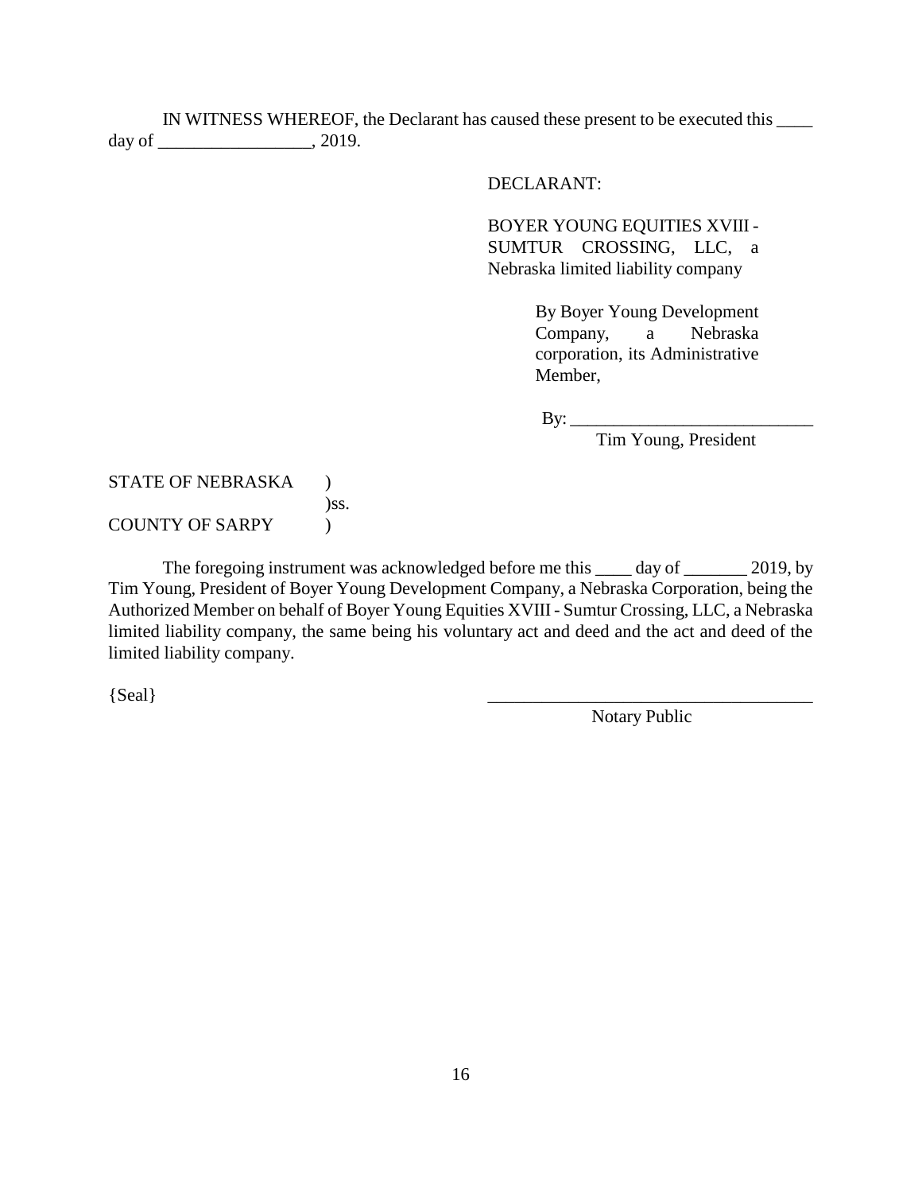IN WITNESS WHEREOF, the Declarant has caused these present to be executed this ____ day of _________________, 2019.

DECLARANT:

BOYER YOUNG EQUITIES XVIII - SUMTUR CROSSING, LLC, a Nebraska limited liability company

By Boyer Young Development Company, a Nebraska corporation, its Administrative Member,

By: ___________________________
Tim Young, President

STATE OF NEBRASKA )
)ss.
COUNTY OF SARPY )

The foregoing instrument was acknowledged before me this ____ day of _______ 2019, by Tim Young, President of Boyer Young Development Company, a Nebraska Corporation, being the Authorized Member on behalf of Boyer Young Equities XVIII - Sumtur Crossing, LLC, a Nebraska limited liability company, the same being his voluntary act and deed and the act and deed of the limited liability company.

{Seal}

_____________________________________
Notary Public